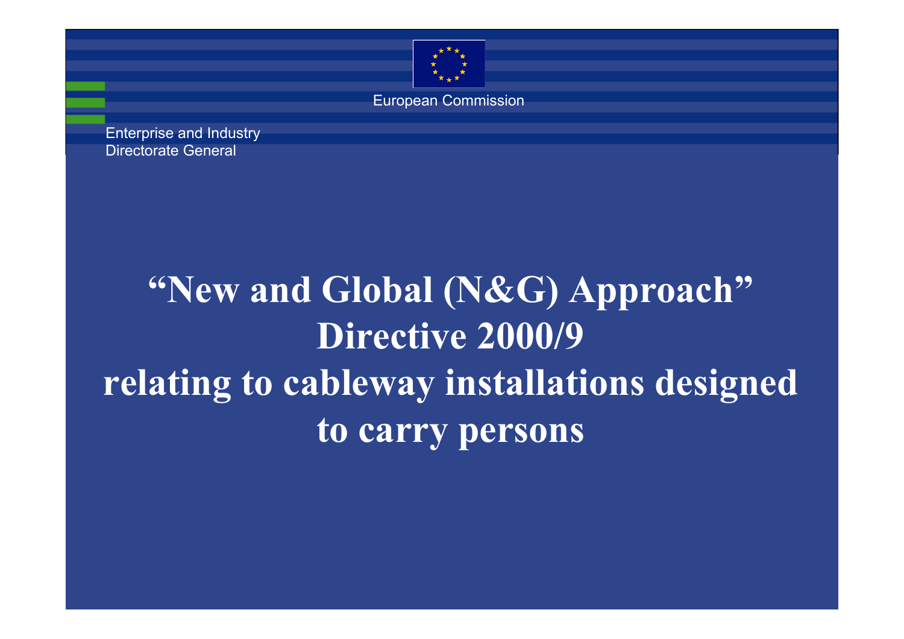European Commission

Enterprise and Industry
Directorate General

# "New and Global (N&G) Approach"
# Directive 2000/9
# relating to cableway installations designed to carry persons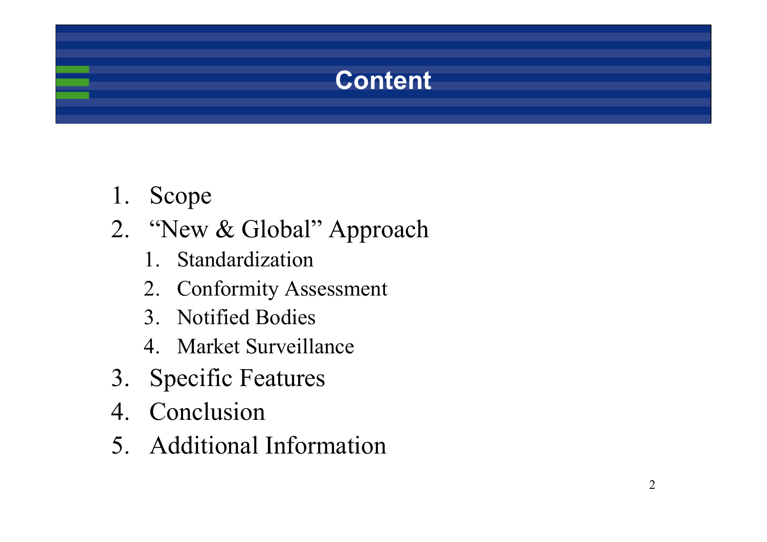# Content

1. Scope
2. “New & Global” Approach
   1. Standardization
   2. Conformity Assessment
   3. Notified Bodies
   4. Market Surveillance
3. Specific Features
4. Conclusion
5. Additional Information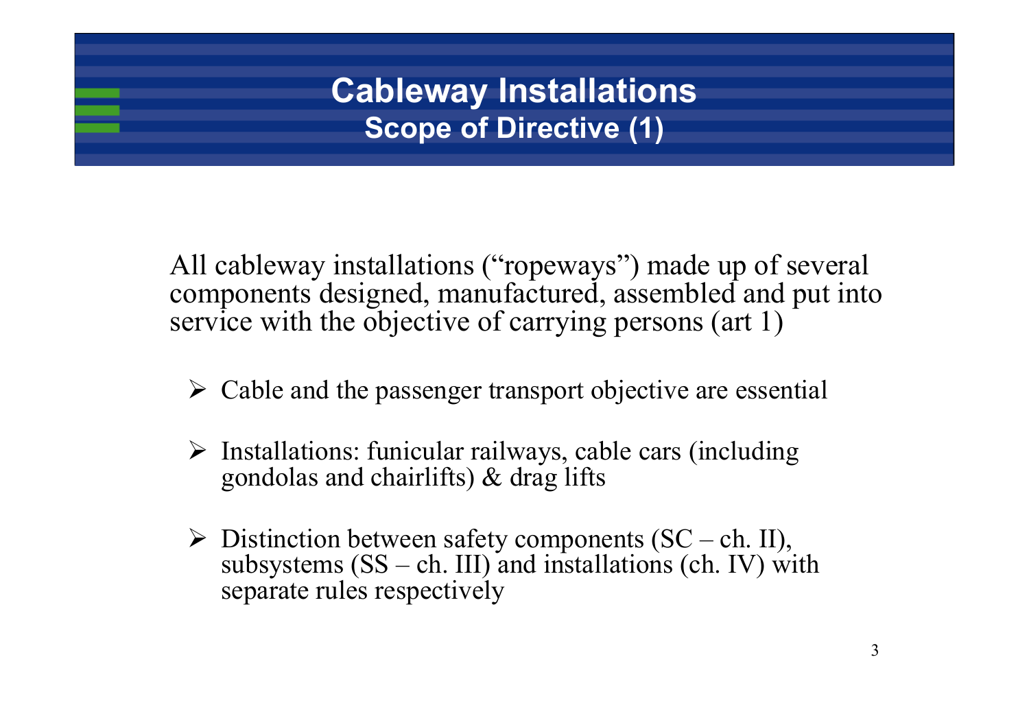# Cableway Installations

## Scope of Directive (1)

All cableway installations (“ropeways”) made up of several components designed, manufactured, assembled and put into service with the objective of carrying persons (art 1)

- Cable and the passenger transport objective are essential
- Installations: funicular railways, cable cars (including gondolas and chairlifts) & drag lifts
- Distinction between safety components (SC – ch. II), subsystems (SS – ch. III) and installations (ch. IV) with separate rules respectively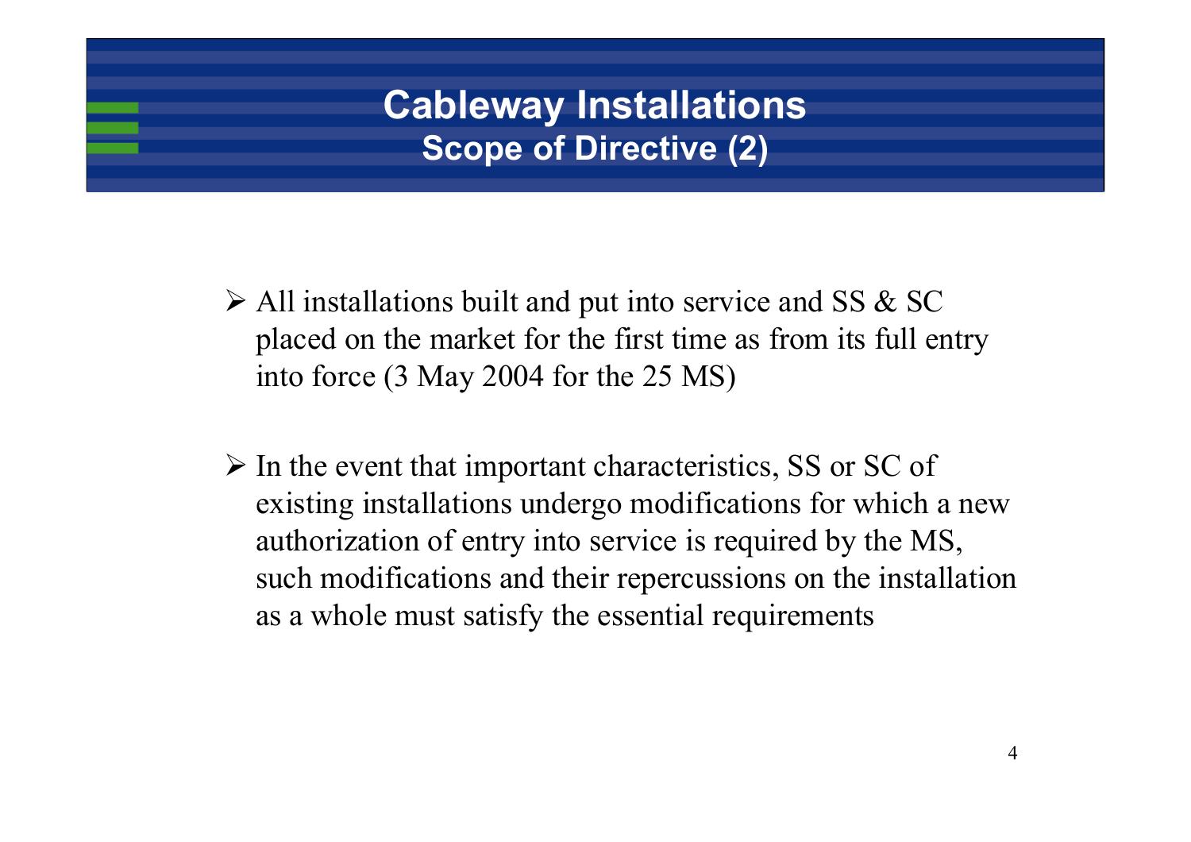# Cableway Installations

## Scope of Directive (2)

- All installations built and put into service and SS & SC placed on the market for the first time as from its full entry into force (3 May 2004 for the 25 MS)

- In the event that important characteristics, SS or SC of existing installations undergo modifications for which a new authorization of entry into service is required by the MS, such modifications and their repercussions on the installation as a whole must satisfy the essential requirements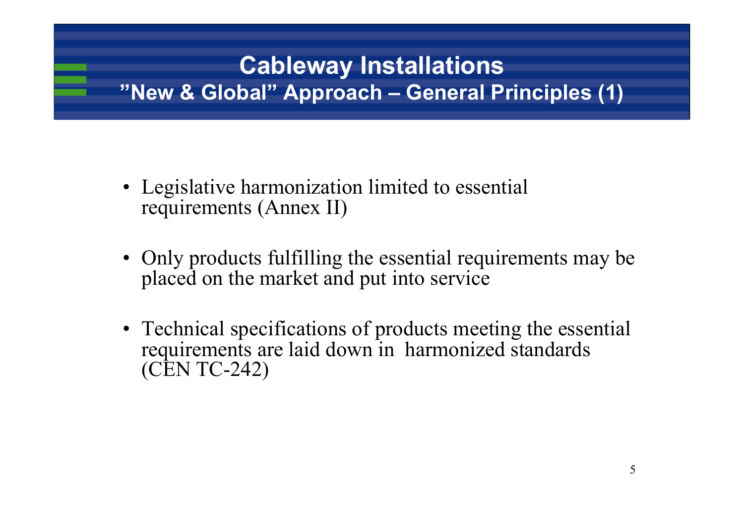# Cableway Installations

## "New & Global" Approach – General Principles (1)

- Legislative harmonization limited to essential requirements (Annex II)
- Only products fulfilling the essential requirements may be placed on the market and put into service
- Technical specifications of products meeting the essential requirements are laid down in harmonized standards (CEN TC-242)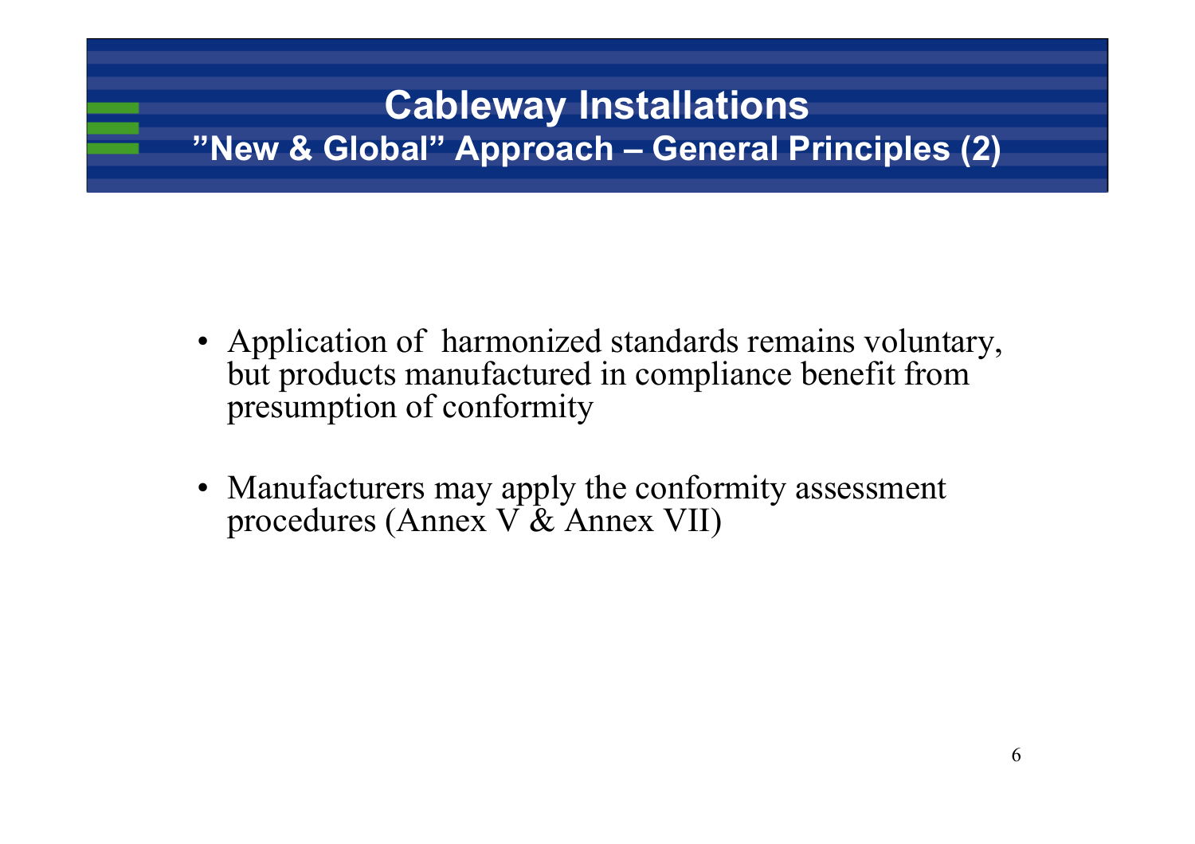# Cableway Installations

## ”New & Global” Approach – General Principles (2)

- Application of harmonized standards remains voluntary, but products manufactured in compliance benefit from presumption of conformity

- Manufacturers may apply the conformity assessment procedures (Annex V & Annex VII)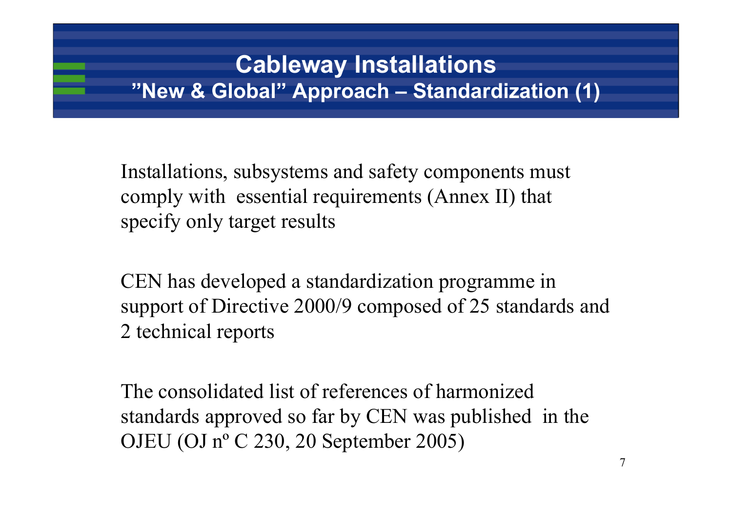# Cableway Installations

## "New & Global" Approach – Standardization (1)

Installations, subsystems and safety components must comply with essential requirements (Annex II) that specify only target results

CEN has developed a standardization programme in support of Directive 2000/9 composed of 25 standards and 2 technical reports

The consolidated list of references of harmonized standards approved so far by CEN was published in the OJEU (OJ nº C 230, 20 September 2005)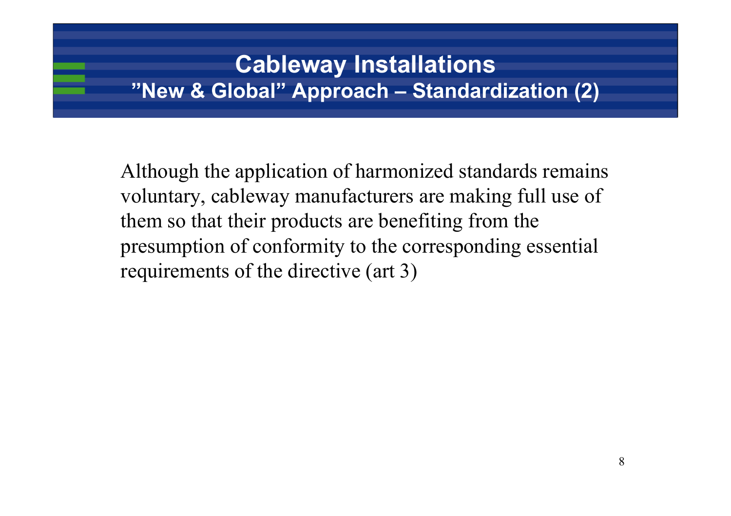# Cableway Installations

## ”New & Global” Approach – Standardization (2)

Although the application of harmonized standards remains voluntary, cableway manufacturers are making full use of them so that their products are benefiting from the presumption of conformity to the corresponding essential requirements of the directive (art 3)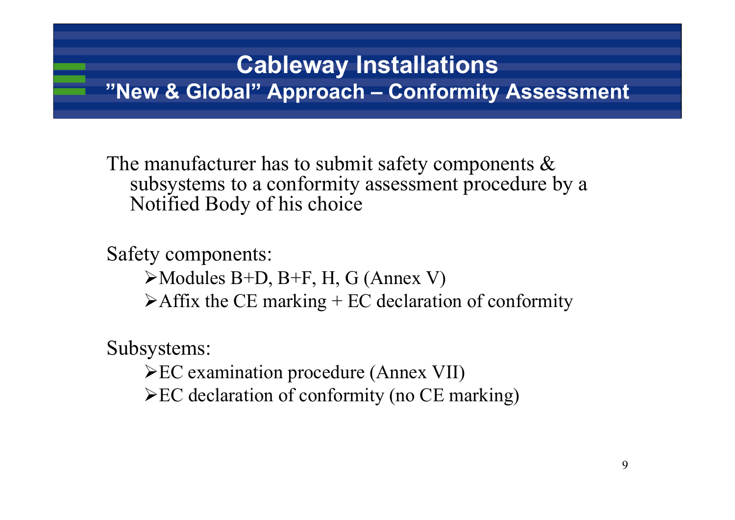# Cableway Installations

## "New & Global" Approach – Conformity Assessment

The manufacturer has to submit safety components & subsystems to a conformity assessment procedure by a Notified Body of his choice

Safety components:

- Modules B+D, B+F, H, G (Annex V)
- Affix the CE marking + EC declaration of conformity

Subsystems:

- EC examination procedure (Annex VII)
- EC declaration of conformity (no CE marking)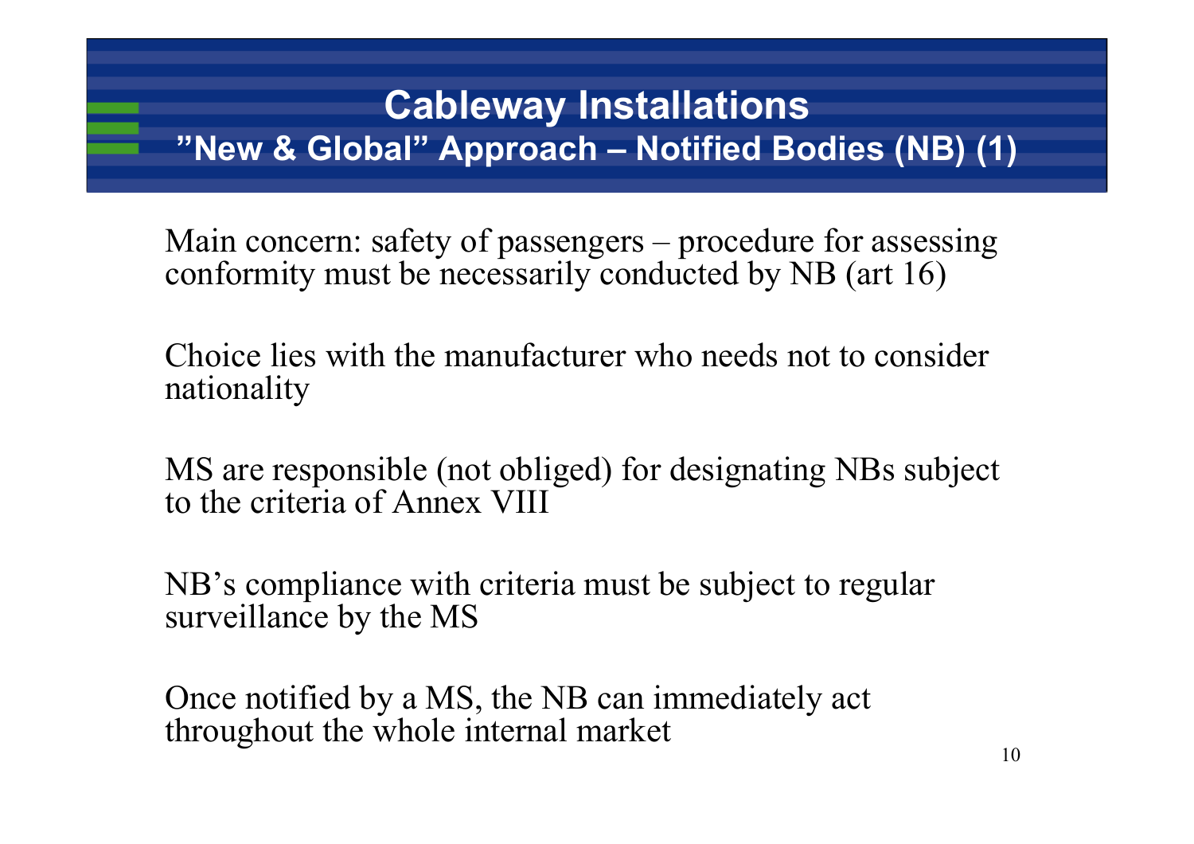# Cableway Installations

## ”New & Global” Approach – Notified Bodies (NB) (1)

Main concern: safety of passengers – procedure for assessing conformity must be necessarily conducted by NB (art 16)

Choice lies with the manufacturer who needs not to consider nationality

MS are responsible (not obliged) for designating NBs subject to the criteria of Annex VIII

NB’s compliance with criteria must be subject to regular surveillance by the MS

Once notified by a MS, the NB can immediately act throughout the whole internal market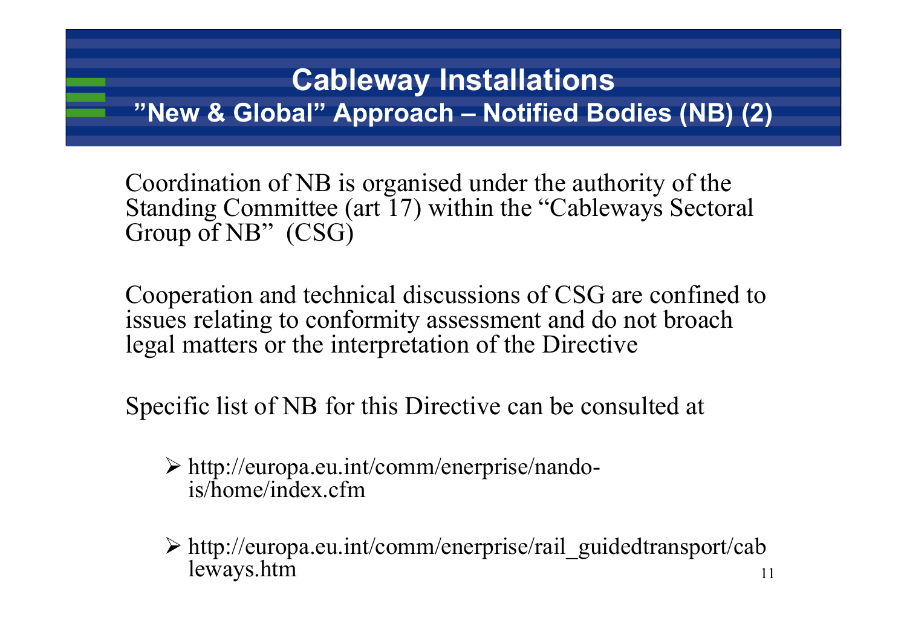# Cableway Installations

## ”New & Global” Approach – Notified Bodies (NB) (2)

Coordination of NB is organised under the authority of the Standing Committee (art 17) within the “Cableways Sectoral Group of NB” (CSG)

Cooperation and technical discussions of CSG are confined to issues relating to conformity assessment and do not broach legal matters or the interpretation of the Directive

Specific list of NB for this Directive can be consulted at

- http://europa.eu.int/comm/enerprise/nando-is/home/index.cfm
- http://europa.eu.int/comm/enerprise/rail_guidedtransport/cableways.htm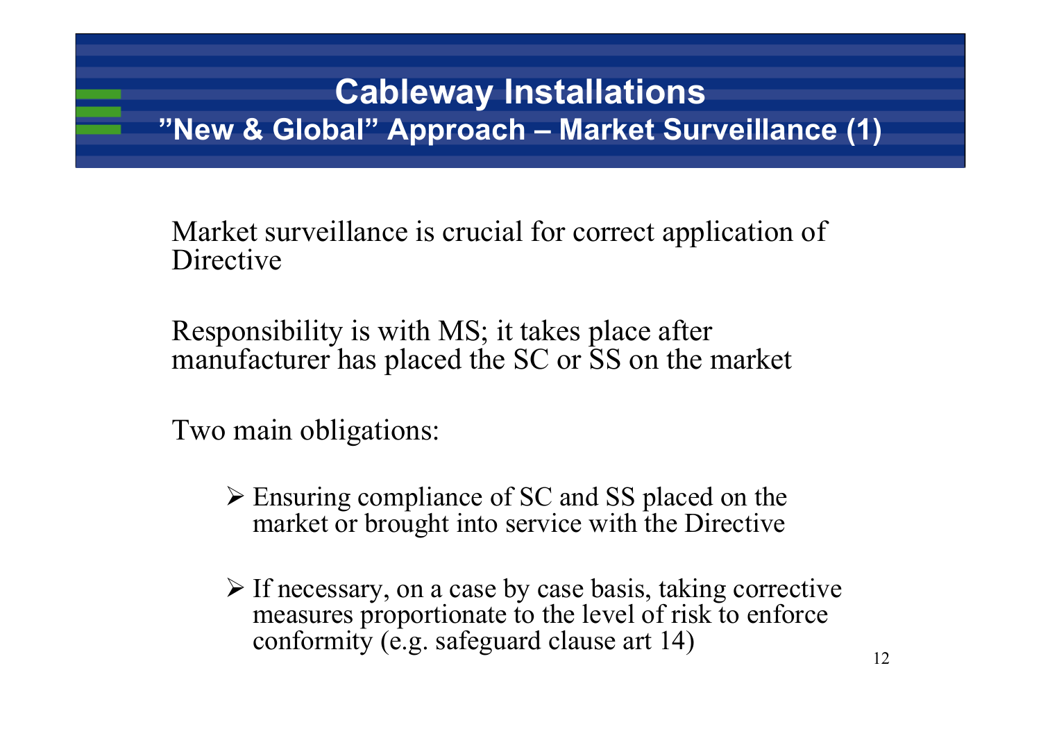# Cableway Installations

## "New & Global" Approach – Market Surveillance (1)

Market surveillance is crucial for correct application of Directive

Responsibility is with MS; it takes place after manufacturer has placed the SC or SS on the market

Two main obligations:

- Ensuring compliance of SC and SS placed on the market or brought into service with the Directive
- If necessary, on a case by case basis, taking corrective measures proportionate to the level of risk to enforce conformity (e.g. safeguard clause art 14)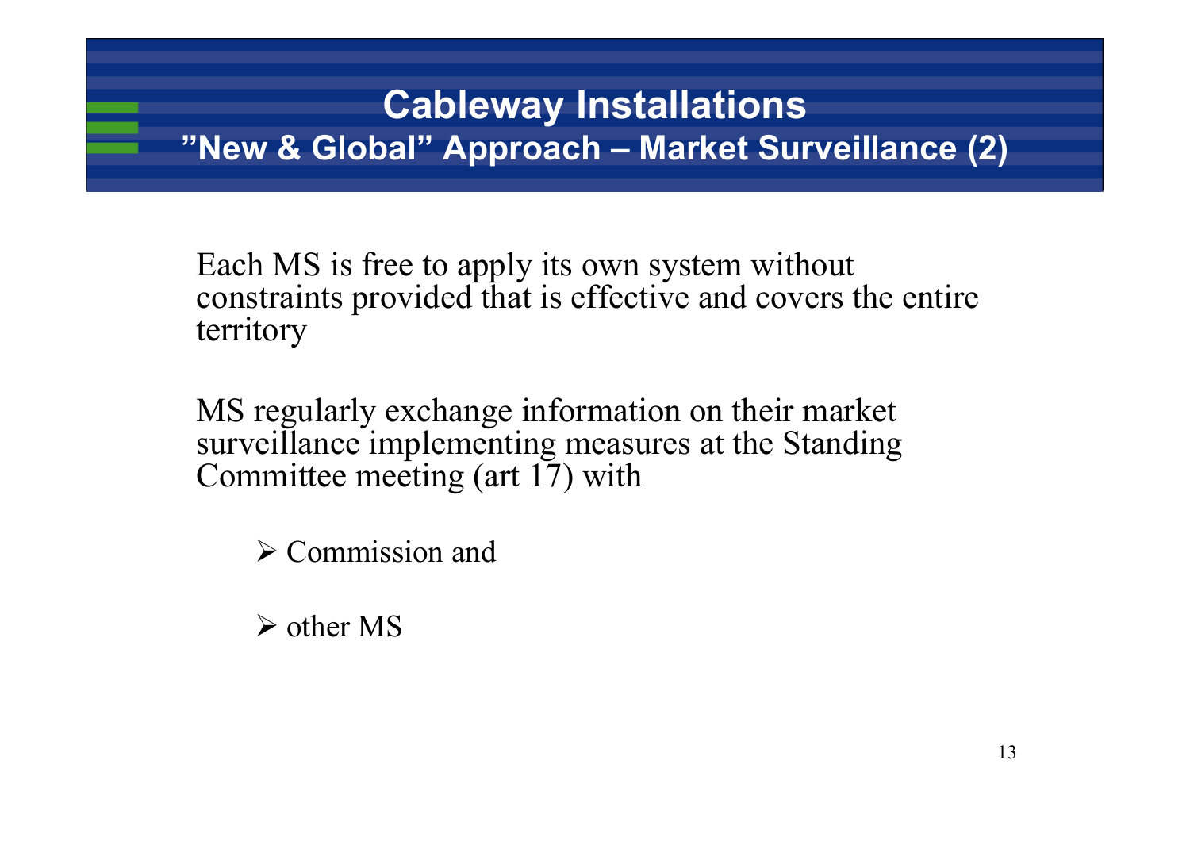# Cableway Installations
## ”New & Global” Approach – Market Surveillance (2)

Each MS is free to apply its own system without constraints provided that is effective and covers the entire territory

MS regularly exchange information on their market surveillance implementing measures at the Standing Committee meeting (art 17) with

- Commission and
- other MS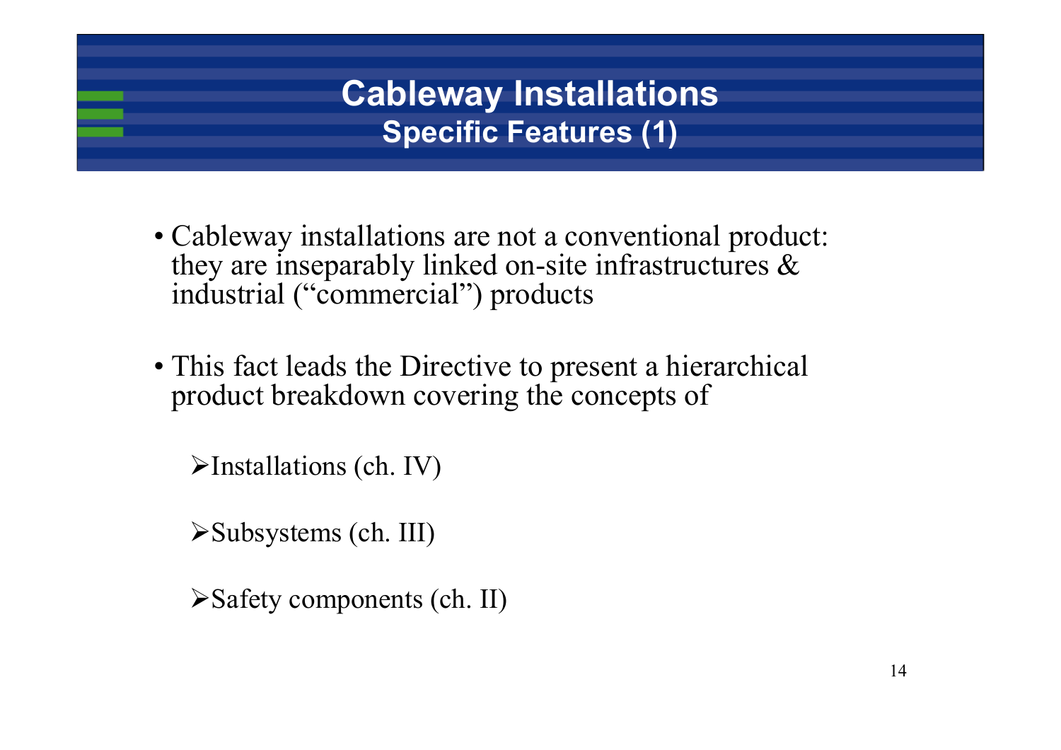# Cableway Installations
## Specific Features (1)

- Cableway installations are not a conventional product: they are inseparably linked on-site infrastructures & industrial (“commercial”) products

- This fact leads the Directive to present a hierarchical product breakdown covering the concepts of

  - Installations (ch. IV)

  - Subsystems (ch. III)

  - Safety components (ch. II)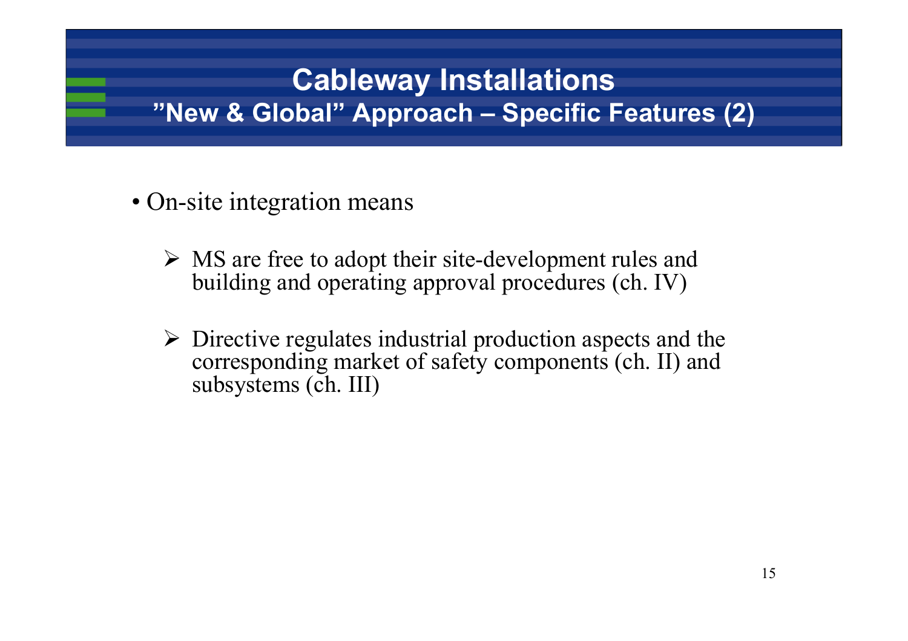# Cableway Installations

## ”New & Global” Approach – Specific Features (2)

- On-site integration means
  - MS are free to adopt their site-development rules and building and operating approval procedures (ch. IV)
  - Directive regulates industrial production aspects and the corresponding market of safety components (ch. II) and subsystems (ch. III)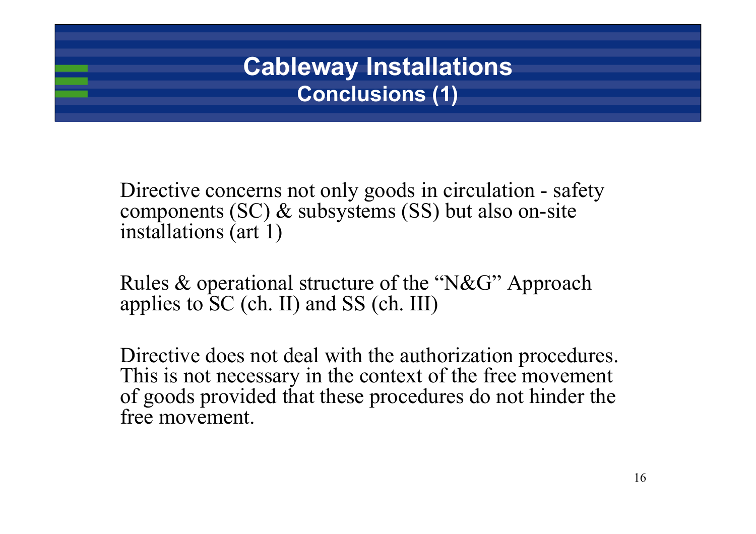# Cableway Installations

## Conclusions (1)

Directive concerns not only goods in circulation - safety components (SC) & subsystems (SS) but also on-site installations (art 1)

Rules & operational structure of the "N&G" Approach applies to SC (ch. II) and SS (ch. III)

Directive does not deal with the authorization procedures. This is not necessary in the context of the free movement of goods provided that these procedures do not hinder the free movement.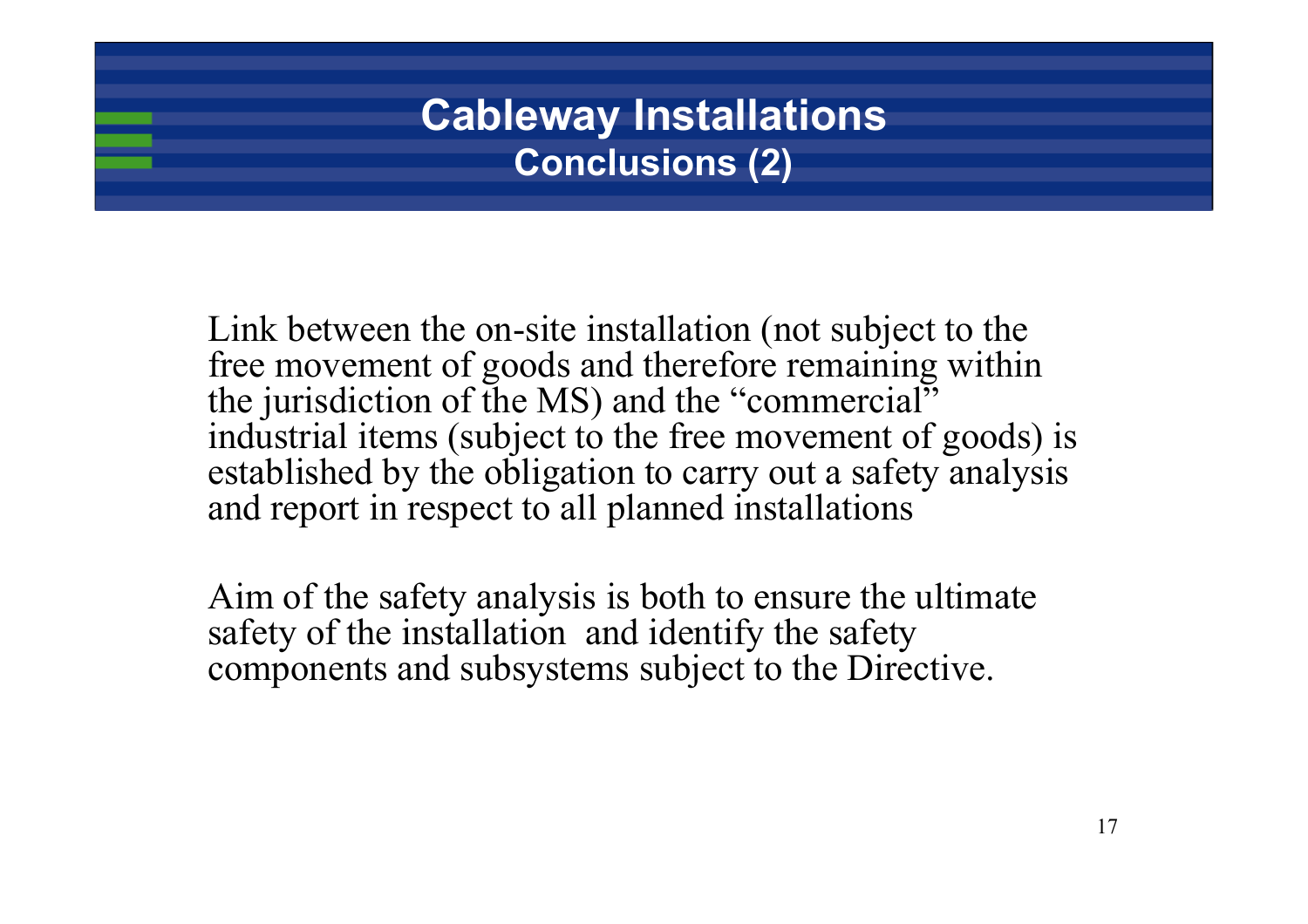# Cableway Installations

## Conclusions (2)

Link between the on-site installation (not subject to the free movement of goods and therefore remaining within the jurisdiction of the MS) and the "commercial" industrial items (subject to the free movement of goods) is established by the obligation to carry out a safety analysis and report in respect to all planned installations

Aim of the safety analysis is both to ensure the ultimate safety of the installation and identify the safety components and subsystems subject to the Directive.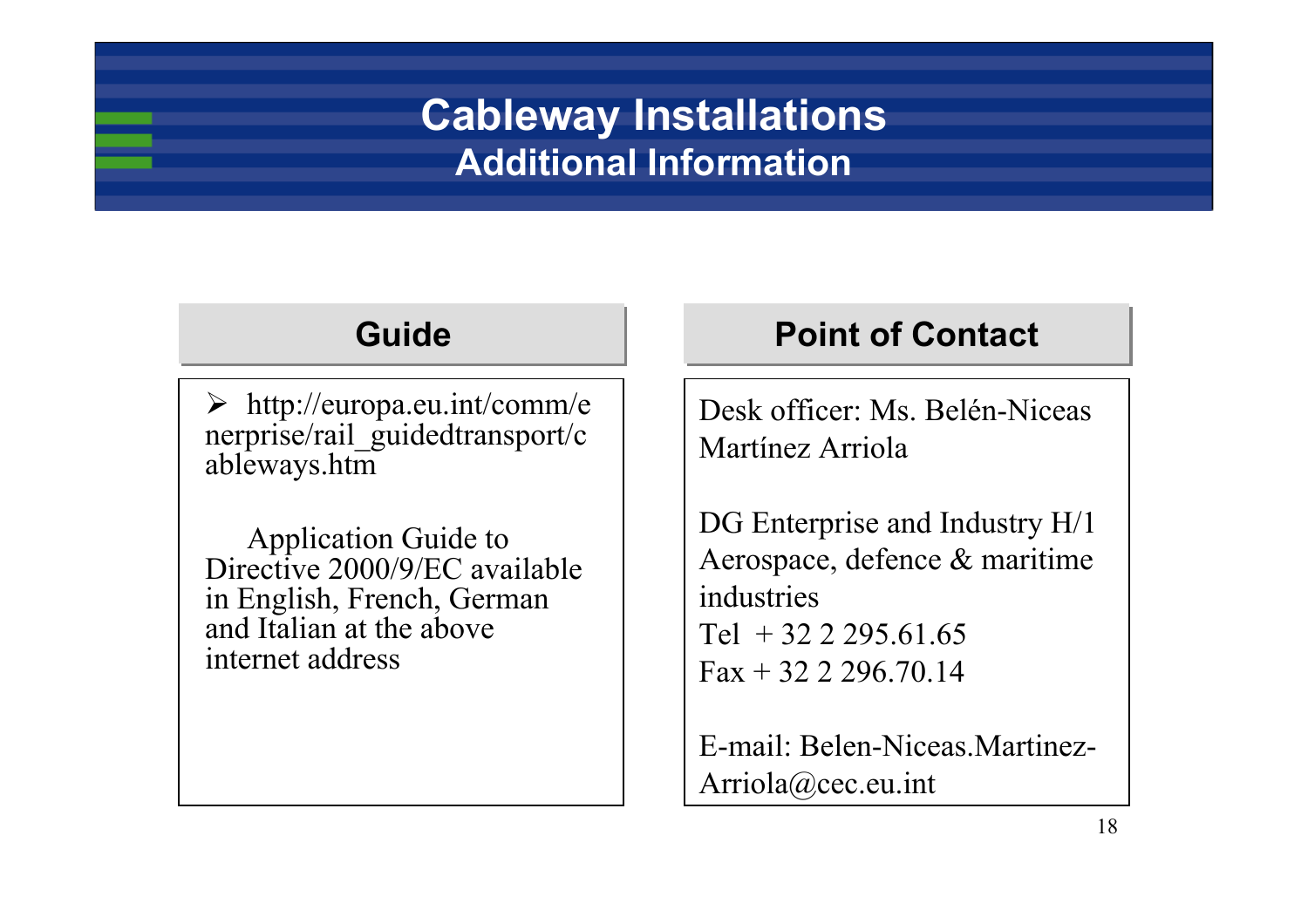# Cableway Installations
## Additional Information

### Guide

- http://europa.eu.int/comm/enerprise/rail_guidedtransport/cableways.htm

Application Guide to Directive 2000/9/EC available in English, French, German and Italian at the above internet address

### Point of Contact

Desk officer: Ms. Belén-Niceas Martínez Arriola

DG Enterprise and Industry H/1
Aerospace, defence & maritime industries
Tel + 32 2 295.61.65
Fax + 32 2 296.70.14

E-mail: Belen-Niceas.Martinez-Arriola@cec.eu.int